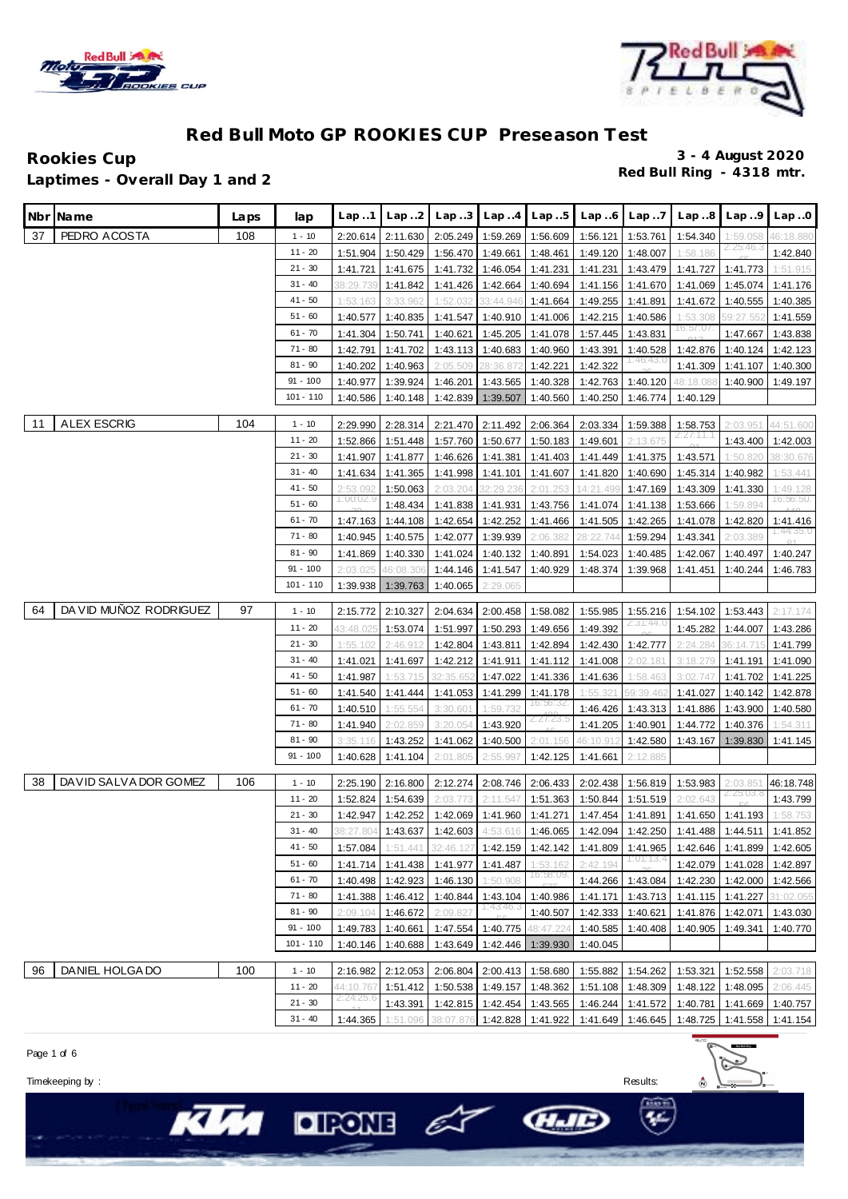# Red Bull Moto GP ROOKIES CUP Preseason Test

**Rookies Cup**
**Laptimes - Overall Day 1 and 2**

**3 - 4 August 2020**
**Red Bull Ring - 4318 mtr.**

| Nbr | Name | Laps | lap | Lap..1 | Lap..2 | Lap..3 | Lap..4 | Lap..5 | Lap..6 | Lap..7 | Lap..8 | Lap..9 | Lap..0 |
|---|---|---|---|---|---|---|---|---|---|---|---|---|---|
| 37 | PEDRO ACOSTA | 108 | 1 - 10 | 2:20.614 | 2:11.630 | 2:05.249 | 1:59.269 | 1:56.609 | 1:56.121 | 1:53.761 | 1:54.340 | 1:59.058 | 46:18.880 |
| | | | 11 - 20 | 1:51.904 | 1:50.429 | 1:56.470 | 1:49.661 | 1:48.461 | 1:49.120 | 1:48.007 | 1:58.186 | 2:25:46.3 | 1:42.840 |
| | | | 21 - 30 | 1:41.721 | 1:41.675 | 1:41.732 | 1:46.054 | 1:41.231 | 1:41.231 | 1:43.479 | 1:41.727 | 1:41.773 | 1:51.915 |
| | | | 31 - 40 | 38:29.739 | 1:41.842 | 1:41.426 | 1:42.664 | 1:40.694 | 1:41.156 | 1:41.670 | 1:41.069 | 1:45.074 | 1:41.176 |
| | | | 41 - 50 | 1:53.163 | 3:33.962 | 1:52.032 | 33:44.946 | 1:41.664 | 1:49.255 | 1:41.891 | 1:41.672 | 1:40.555 | 1:40.385 |
| | | | 51 - 60 | 1:40.577 | 1:40.835 | 1:41.547 | 1:40.910 | 1:41.006 | 1:42.215 | 1:40.586 | 1:53.308 | 59:27.552 | 1:41.559 |
| | | | 61 - 70 | 1:41.304 | 1:50.741 | 1:40.621 | 1:45.205 | 1:41.078 | 1:57.445 | 1:43.831 | 16:57:07. | 1:47.667 | 1:43.838 |
| | | | 71 - 80 | 1:42.791 | 1:41.702 | 1:43.113 | 1:40.683 | 1:40.960 | 1:43.391 | 1:40.528 | 1:42.876 | 1:40.124 | 1:42.123 |
| | | | 81 - 90 | 1:40.202 | 1:40.963 | 2:05.509 | 28:36.872 | 1:42.221 | 1:42.322 | 1:46:43.0 | 1:41.309 | 1:41.107 | 1:40.300 |
| | | | 91 - 100 | 1:40.977 | 1:39.924 | 1:46.201 | 1:43.565 | 1:40.328 | 1:42.763 | 1:40.120 | 48:18.088 | 1:40.900 | 1:49.197 |
| | | | 101 - 110 | 1:40.586 | 1:40.148 | 1:42.839 | 1:39.507 | 1:40.560 | 1:40.250 | 1:46.774 | 1:40.129 | | |
| 11 | ALEX ESCRIG | 104 | 1 - 10 | 2:29.990 | 2:28.314 | 2:21.470 | 2:11.492 | 2:06.364 | 2:03.334 | 1:59.388 | 1:58.753 | 2:03.951 | 44:51.600 |
| | | | 11 - 20 | 1:52.866 | 1:51.448 | 1:57.760 | 1:50.677 | 1:50.183 | 1:49.601 | 2:13.675 | 2:27:11.1 | 1:43.400 | 1:42.003 |
| | | | 21 - 30 | 1:41.907 | 1:41.877 | 1:46.626 | 1:41.381 | 1:41.403 | 1:41.449 | 1:41.375 | 1:43.571 | 1:50.820 | 38:30.676 |
| | | | 31 - 40 | 1:41.634 | 1:41.365 | 1:41.998 | 1:41.101 | 1:41.607 | 1:41.820 | 1:40.690 | 1:45.314 | 1:40.982 | 1:53.441 |
| | | | 41 - 50 | 2:53.092 | 1:50.063 | 2:03.204 | 32:29.236 | 2:01.253 | 14:21.499 | 1:47.169 | 1:43.309 | 1:41.330 | 1:49.128 |
| | | | 51 - 60 | 1:00:02.9 | 1:48.434 | 1:41.838 | 1:41.931 | 1:43.756 | 1:41.074 | 1:41.138 | 1:53.666 | 1:59.894 | 16:56:50. |
| | | | 61 - 70 | 1:47.163 | 1:44.108 | 1:42.654 | 1:42.252 | 1:41.466 | 1:41.505 | 1:42.265 | 1:41.078 | 1:42.820 | 1:41.416 |
| | | | 71 - 80 | 1:40.945 | 1:40.575 | 1:42.077 | 1:39.939 | 2:06.382 | 28:22.744 | 1:59.294 | 1:43.341 | 2:03.389 | 1:44:35.0 |
| | | | 81 - 90 | 1:41.869 | 1:40.330 | 1:41.024 | 1:40.132 | 1:40.891 | 1:54.023 | 1:40.485 | 1:42.067 | 1:40.497 | 1:40.247 |
| | | | 91 - 100 | 2:03.025 | 46:08.306 | 1:44.146 | 1:41.547 | 1:40.929 | 1:48.374 | 1:39.968 | 1:41.451 | 1:40.244 | 1:46.783 |
| | | | 101 - 110 | 1:39.938 | 1:39.763 | 1:40.065 | 2:29.065 | | | | | | |
| 64 | DAVID MUÑOZ RODRIGUEZ | 97 | 1 - 10 | 2:15.772 | 2:10.327 | 2:04.634 | 2:00.458 | 1:58.082 | 1:55.985 | 1:55.216 | 1:54.102 | 1:53.443 | 2:17.174 |
| | | | 11 - 20 | 43:48.025 | 1:53.074 | 1:51.997 | 1:50.293 | 1:49.656 | 1:49.392 | 2:31:44.0 | 1:45.282 | 1:44.007 | 1:43.286 |
| | | | 21 - 30 | 1:55.102 | 2:46.912 | 1:42.804 | 1:43.811 | 1:42.894 | 1:42.430 | 1:42.777 | 2:24.284 | 36:14.715 | 1:41.799 |
| | | | 31 - 40 | 1:41.021 | 1:41.697 | 1:42.212 | 1:41.911 | 1:41.112 | 1:41.008 | 2:02.181 | 3:18.279 | 1:41.191 | 1:41.090 |
| | | | 41 - 50 | 1:41.987 | 1:53.715 | 32:35.652 | 1:47.022 | 1:41.336 | 1:41.636 | 1:58.463 | 3:02.747 | 1:41.702 | 1:41.225 |
| | | | 51 - 60 | 1:41.540 | 1:41.444 | 1:41.053 | 1:41.299 | 1:41.178 | 1:55.321 | 59:39.462 | 1:41.027 | 1:40.142 | 1:42.878 |
| | | | 61 - 70 | 1:40.510 | 1:55.554 | 3:30.601 | 1:59.732 | 16:56:32. | 1:46.426 | 1:43.313 | 1:41.886 | 1:43.900 | 1:40.580 |
| | | | 71 - 80 | 1:41.940 | 2:02.859 | 3:20.054 | 1:43.920 | 2:27:23.5 | 1:41.205 | 1:40.901 | 1:44.772 | 1:40.376 | 1:54.311 |
| | | | 81 - 90 | 3:35.116 | 1:43.252 | 1:41.062 | 1:40.500 | 2:01.156 | 46:10.912 | 1:42.580 | 1:43.167 | 1:39.830 | 1:41.145 |
| | | | 91 - 100 | 1:40.628 | 1:41.104 | 2:01.805 | 2:55.997 | 1:42.125 | 1:41.661 | 2:12.885 | | | |
| 38 | DAVID SALVADOR GOMEZ | 106 | 1 - 10 | 2:25.190 | 2:16.800 | 2:12.274 | 2:08.746 | 2:06.433 | 2:02.438 | 1:56.819 | 1:53.983 | 2:03.851 | 46:18.748 |
| | | | 11 - 20 | 1:52.824 | 1:54.639 | 2:03.773 | 2:11.547 | 1:51.363 | 1:50.844 | 1:51.519 | 2:02.643 | 2:25:03.6 | 1:43.799 |
| | | | 21 - 30 | 1:42.947 | 1:42.252 | 1:42.069 | 1:41.960 | 1:41.271 | 1:47.454 | 1:41.891 | 1:41.650 | 1:41.193 | 1:58.753 |
| | | | 31 - 40 | 38:27.804 | 1:43.637 | 1:42.603 | 4:53.616 | 1:46.065 | 1:42.094 | 1:42.250 | 1:41.488 | 1:44.511 | 1:41.852 |
| | | | 41 - 50 | 1:57.084 | 1:51.441 | 32:46.127 | 1:42.159 | 1:42.142 | 1:41.809 | 1:41.965 | 1:42.646 | 1:41.899 | 1:42.605 |
| | | | 51 - 60 | 1:41.714 | 1:41.438 | 1:41.977 | 1:41.487 | 1:53.162 | 2:42.194 | 1:01:13.4 | 1:42.079 | 1:41.028 | 1:42.897 |
| | | | 61 - 70 | 1:40.498 | 1:42.923 | 1:46.130 | 1:50.908 | 16:58:09. | 1:44.266 | 1:43.084 | 1:42.230 | 1:42.000 | 1:42.566 |
| | | | 71 - 80 | 1:41.388 | 1:46.412 | 1:40.844 | 1:43.104 | 1:40.986 | 1:41.171 | 1:43.713 | 1:41.115 | 1:41.227 | 31:02.055 |
| | | | 81 - 90 | 2:09.104 | 1:46.672 | 2:09.827 | 1:43:46.3 | 1:40.507 | 1:42.333 | 1:40.621 | 1:41.876 | 1:42.071 | 1:43.030 |
| | | | 91 - 100 | 1:49.783 | 1:40.661 | 1:47.554 | 1:40.775 | 48:47.224 | 1:40.585 | 1:40.408 | 1:40.905 | 1:49.341 | 1:40.770 |
| | | | 101 - 110 | 1:40.146 | 1:40.688 | 1:43.649 | 1:42.446 | 1:39.930 | 1:40.045 | | | | |
| 96 | DANIEL HOLGADO | 100 | 1 - 10 | 2:16.982 | 2:12.053 | 2:06.804 | 2:00.413 | 1:58.680 | 1:55.882 | 1:54.262 | 1:53.321 | 1:52.558 | 2:03.718 |
| | | | 11 - 20 | 44:10.767 | 1:51.412 | 1:50.538 | 1:49.157 | 1:48.362 | 1:51.108 | 1:48.309 | 1:48.122 | 1:48.095 | 2:06.445 |
| | | | 21 - 30 | 2:24:25.6 | 1:43.391 | 1:42.815 | 1:42.454 | 1:43.565 | 1:46.244 | 1:41.572 | 1:40.781 | 1:41.669 | 1:40.757 |
| | | | 31 - 40 | 1:44.365 | 1:51.096 | 38:07.876 | 1:42.828 | 1:41.922 | 1:41.649 | 1:46.645 | 1:48.725 | 1:41.558 | 1:41.154 |

Timekeeping by :

Results: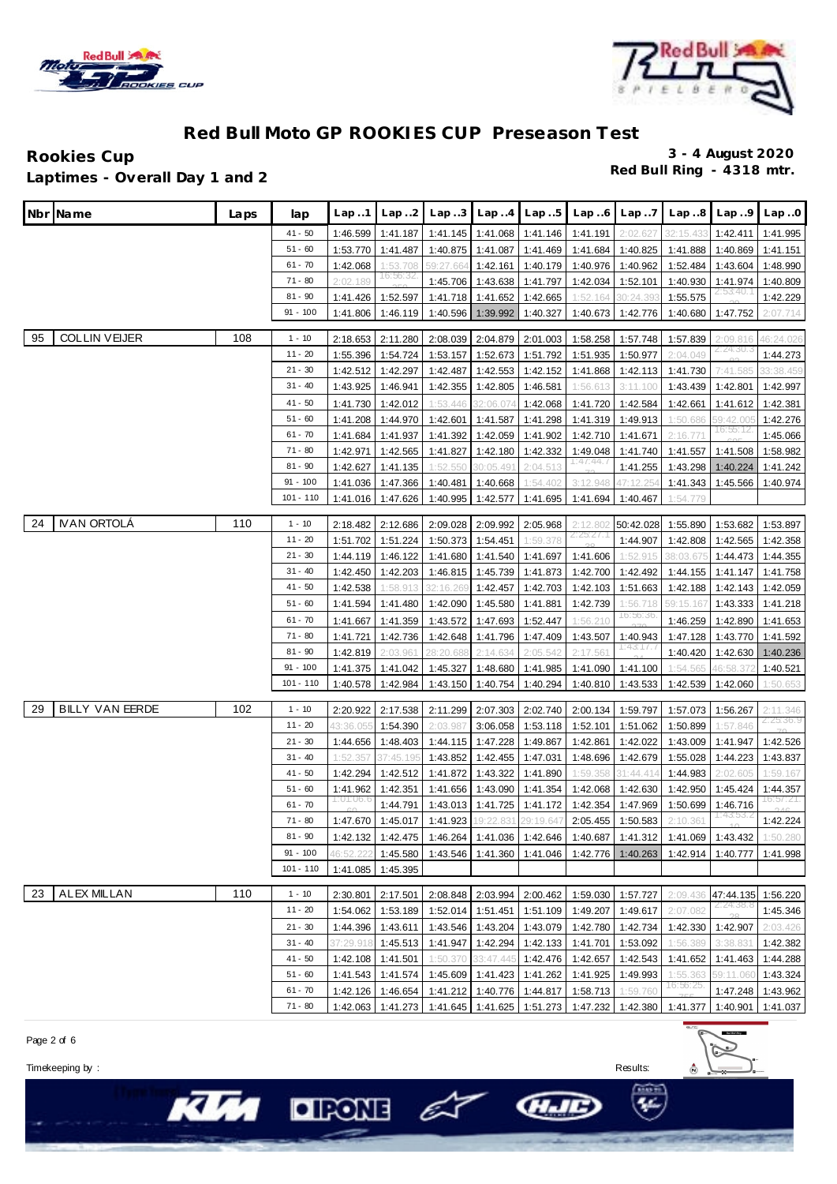# Red Bull Moto GP ROOKIES CUP Preseason Test

**Rookies Cup**

**Laptimes - Overall Day 1 and 2**

**3 - 4 August 2020**

**Red Bull Ring - 4318 mtr.**

| Nbr | Name | Laps | lap | Lap..1 | Lap..2 | Lap..3 | Lap..4 | Lap..5 | Lap..6 | Lap..7 | Lap..8 | Lap..9 | Lap..0 |
|---|---|---|---|---|---|---|---|---|---|---|---|---|---|
| | | | 41 - 50 | 1:46.599 | 1:41.187 | 1:41.145 | 1:41.068 | 1:41.146 | 1:41.191 | 2:02.627 | 32:15.433 | 1:42.411 | 1:41.995 |
| | | | 51 - 60 | 1:53.770 | 1:41.487 | 1:40.875 | 1:41.087 | 1:41.469 | 1:41.684 | 1:40.825 | 1:41.888 | 1:40.869 | 1:41.151 |
| | | | 61 - 70 | 1:42.068 | 1:53.708 | 59:27.664 | 1:42.161 | 1:40.179 | 1:40.976 | 1:40.962 | 1:52.484 | 1:43.604 | 1:48.990 |
| | | | 71 - 80 | 2:02.189 | 16:56:32. | 1:45.706 | 1:43.638 | 1:41.797 | 1:42.034 | 1:52.101 | 1:40.930 | 1:41.974 | 1:40.809 |
| | | | 81 - 90 | 1:41.426 | 1:52.597 | 1:41.718 | 1:41.652 | 1:42.665 | 1:52.164 | 30:24.393 | 1:55.575 | 2:53:40.1 | 1:42.229 |
| | | | 91 - 100 | 1:41.806 | 1:46.119 | 1:40.596 | 1:39.992 | 1:40.327 | 1:40.673 | 1:42.776 | 1:40.680 | 1:47.752 | 2:07.714 |
| 95 | COLLIN VEIJER | 108 | 1 - 10 | 2:18.653 | 2:11.280 | 2:08.039 | 2:04.879 | 2:01.003 | 1:58.258 | 1:57.748 | 1:57.839 | 2:09.816 | 46:24.026 |
| | | | 11 - 20 | 1:55.396 | 1:54.724 | 1:53.157 | 1:52.673 | 1:51.792 | 1:51.935 | 1:50.977 | 2:04.049 | 2:24:30.3 | 1:44.273 |
| | | | 21 - 30 | 1:42.512 | 1:42.297 | 1:42.487 | 1:42.553 | 1:42.152 | 1:41.868 | 1:42.113 | 1:41.730 | 7:41.585 | 33:38.459 |
| | | | 31 - 40 | 1:43.925 | 1:46.941 | 1:42.355 | 1:42.805 | 1:46.581 | 1:56.613 | 3:11.100 | 1:43.439 | 1:42.801 | 1:42.997 |
| | | | 41 - 50 | 1:41.730 | 1:42.012 | 1:53.446 | 32:06.074 | 1:42.068 | 1:41.720 | 1:42.584 | 1:42.661 | 1:41.612 | 1:42.381 |
| | | | 51 - 60 | 1:41.208 | 1:44.970 | 1:42.601 | 1:41.587 | 1:41.298 | 1:41.319 | 1:49.913 | 1:50.686 | 59:42.005 | 1:42.276 |
| | | | 61 - 70 | 1:41.684 | 1:41.937 | 1:41.392 | 1:42.059 | 1:41.902 | 1:42.710 | 1:41.671 | 2:16.771 | 16:55:12. | 1:45.066 |
| | | | 71 - 80 | 1:42.971 | 1:42.565 | 1:41.827 | 1:42.180 | 1:42.332 | 1:49.048 | 1:41.740 | 1:41.557 | 1:41.508 | 1:58.982 |
| | | | 81 - 90 | 1:42.627 | 1:41.135 | 1:52.550 | 30:05.491 | 2:04.513 | 1:47:44.7 | 1:41.255 | 1:43.298 | 1:40.224 | 1:41.242 |
| | | | 91 - 100 | 1:41.036 | 1:47.366 | 1:40.481 | 1:40.668 | 1:54.402 | 3:12.948 | 47:12.254 | 1:41.343 | 1:45.566 | 1:40.974 |
| | | | 101 - 110 | 1:41.016 | 1:47.626 | 1:40.995 | 1:42.577 | 1:41.695 | 1:41.694 | 1:40.467 | 1:54.779 | | |
| 24 | IVAN ORTOLÁ | 110 | 1 - 10 | 2:18.482 | 2:12.686 | 2:09.028 | 2:09.992 | 2:05.968 | 2:12.802 | 50:42.028 | 1:55.890 | 1:53.682 | 1:53.897 |
| | | | 11 - 20 | 1:51.702 | 1:51.224 | 1:50.373 | 1:54.451 | 1:59.378 | 2:25:27.1 | 1:44.907 | 1:42.808 | 1:42.565 | 1:42.358 |
| | | | 21 - 30 | 1:44.119 | 1:46.122 | 1:41.680 | 1:41.540 | 1:41.697 | 1:41.606 | 1:52.915 | 38:03.675 | 1:44.473 | 1:44.355 |
| | | | 31 - 40 | 1:42.450 | 1:42.203 | 1:46.815 | 1:45.739 | 1:41.873 | 1:42.700 | 1:42.492 | 1:44.155 | 1:41.147 | 1:41.758 |
| | | | 41 - 50 | 1:42.538 | 1:58.913 | 32:16.269 | 1:42.457 | 1:42.703 | 1:42.103 | 1:51.663 | 1:42.188 | 1:42.143 | 1:42.059 |
| | | | 51 - 60 | 1:41.594 | 1:41.480 | 1:42.090 | 1:45.580 | 1:41.881 | 1:42.739 | 1:56.718 | 59:15.167 | 1:43.333 | 1:41.218 |
| | | | 61 - 70 | 1:41.667 | 1:41.359 | 1:43.572 | 1:47.693 | 1:52.447 | 1:56.210 | 16:56:36. | 1:46.259 | 1:42.890 | 1:41.653 |
| | | | 71 - 80 | 1:41.721 | 1:42.736 | 1:42.648 | 1:41.796 | 1:47.409 | 1:43.507 | 1:40.943 | 1:47.128 | 1:43.770 | 1:41.592 |
| | | | 81 - 90 | 1:42.819 | 2:03.961 | 28:20.688 | 2:14.634 | 2:05.542 | 2:17.561 | 1:43:17.7 | 1:40.420 | 1:42.630 | 1:40.236 |
| | | | 91 - 100 | 1:41.375 | 1:41.042 | 1:45.327 | 1:48.680 | 1:41.985 | 1:41.090 | 1:41.100 | 1:54.565 | 46:58.372 | 1:40.521 |
| | | | 101 - 110 | 1:40.578 | 1:42.984 | 1:43.150 | 1:40.754 | 1:40.294 | 1:40.810 | 1:43.533 | 1:42.539 | 1:42.060 | 1:50.653 |
| 29 | BILLY VAN EERDE | 102 | 1 - 10 | 2:20.922 | 2:17.538 | 2:11.299 | 2:07.303 | 2:02.740 | 2:00.134 | 1:59.797 | 1:57.073 | 1:56.267 | 2:11.346 |
| | | | 11 - 20 | 43:36.055 | 1:54.390 | 2:03.987 | 3:06.058 | 1:53.118 | 1:52.101 | 1:51.062 | 1:50.899 | 1:57.846 | 2:25:36.9 |
| | | | 21 - 30 | 1:44.656 | 1:48.403 | 1:44.115 | 1:47.228 | 1:49.867 | 1:42.861 | 1:42.022 | 1:43.009 | 1:41.947 | 1:42.526 |
| | | | 31 - 40 | 1:52.357 | 37:45.195 | 1:43.852 | 1:42.455 | 1:47.031 | 1:48.696 | 1:42.679 | 1:55.028 | 1:44.223 | 1:43.837 |
| | | | 41 - 50 | 1:42.294 | 1:42.512 | 1:41.872 | 1:43.322 | 1:41.890 | 1:59.358 | 31:44.414 | 1:44.983 | 2:02.605 | 1:59.167 |
| | | | 51 - 60 | 1:41.962 | 1:42.351 | 1:41.656 | 1:43.090 | 1:41.354 | 1:42.068 | 1:42.630 | 1:42.950 | 1:45.424 | 1:44.357 |
| | | | 61 - 70 | 1:01:06.6 | 1:44.791 | 1:43.013 | 1:41.725 | 1:41.172 | 1:42.354 | 1:47.969 | 1:50.699 | 1:46.716 | 16:57:21. |
| | | | 71 - 80 | 1:47.670 | 1:45.017 | 1:41.923 | 19:22.831 | 29:19.647 | 2:05.455 | 1:50.583 | 2:10.361 | 1:43:53.2 | 1:42.224 |
| | | | 81 - 90 | 1:42.132 | 1:42.475 | 1:46.264 | 1:41.036 | 1:42.646 | 1:40.687 | 1:41.312 | 1:41.069 | 1:43.432 | 1:50.280 |
| | | | 91 - 100 | 46:52.222 | 1:45.580 | 1:43.546 | 1:41.360 | 1:41.046 | 1:42.776 | 1:40.263 | 1:42.914 | 1:40.777 | 1:41.998 |
| | | | 101 - 110 | 1:41.085 | 1:45.395 | | | | | | | | |
| 23 | ALEX MILLAN | 110 | 1 - 10 | 2:30.801 | 2:17.501 | 2:08.848 | 2:03.994 | 2:00.462 | 1:59.030 | 1:57.727 | 2:09.436 | 47:44.135 | 1:56.220 |
| | | | 11 - 20 | 1:54.062 | 1:53.189 | 1:52.014 | 1:51.451 | 1:51.109 | 1:49.207 | 1:49.617 | 2:07.082 | 2:24:38.6 | 1:45.346 |
| | | | 21 - 30 | 1:44.396 | 1:43.611 | 1:43.546 | 1:43.204 | 1:43.079 | 1:42.780 | 1:42.734 | 1:42.330 | 1:42.907 | 2:03.426 |
| | | | 31 - 40 | 37:29.918 | 1:45.513 | 1:41.947 | 1:42.294 | 1:42.133 | 1:41.701 | 1:53.092 | 1:56.389 | 3:38.831 | 1:42.382 |
| | | | 41 - 50 | 1:42.108 | 1:41.501 | 1:50.370 | 33:47.445 | 1:42.476 | 1:42.657 | 1:42.543 | 1:41.652 | 1:41.463 | 1:44.288 |
| | | | 51 - 60 | 1:41.543 | 1:41.574 | 1:45.609 | 1:41.423 | 1:41.262 | 1:41.925 | 1:49.993 | 1:55.363 | 59:11.060 | 1:43.324 |
| | | | 61 - 70 | 1:42.126 | 1:46.654 | 1:41.212 | 1:40.776 | 1:44.817 | 1:58.713 | 1:59.760 | 16:56:25. | 1:47.248 | 1:43.962 |
| | | | 71 - 80 | 1:42.063 | 1:41.273 | 1:41.645 | 1:41.625 | 1:51.273 | 1:47.232 | 1:42.380 | 1:41.377 | 1:40.901 | 1:41.037 |

Timekeeping by :

Results: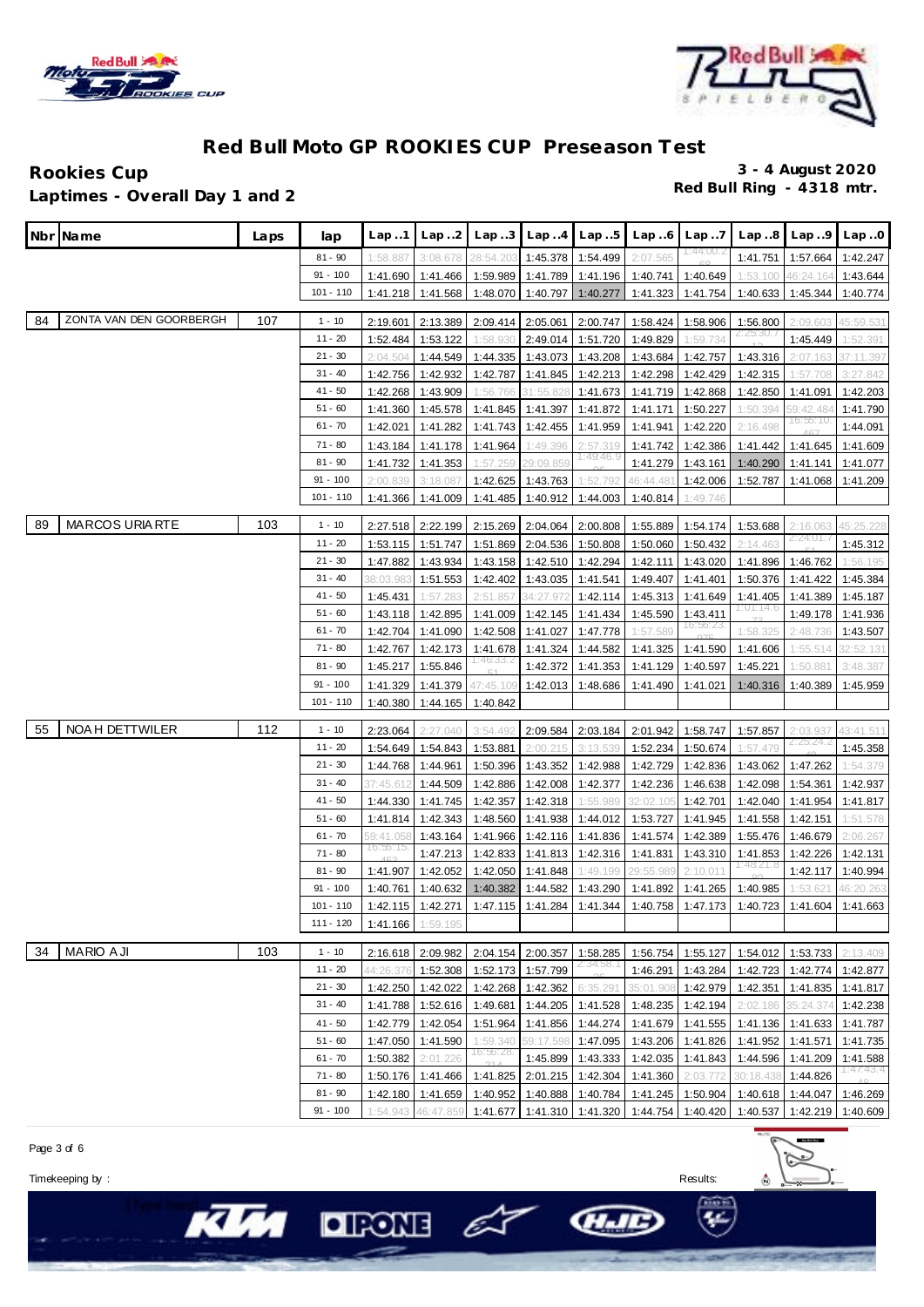# Red Bull Moto GP ROOKIES CUP Preseason Test

**Rookies Cup**
**Laptimes - Overall Day 1 and 2**

**3 - 4 August 2020**
**Red Bull Ring - 4318 mtr.**

| Nbr | Name | Laps | lap | Lap..1 | Lap..2 | Lap..3 | Lap..4 | Lap..5 | Lap..6 | Lap..7 | Lap..8 | Lap..9 | Lap..0 |
|---|---|---|---|---|---|---|---|---|---|---|---|---|---|
| | | | 81 - 90 | 1:58.887 | 3:08.678 | 28:54.203 | 1:45.378 | 1:54.499 | 2:07.565 | 1:44:00.2 | 1:41.751 | 1:57.664 | 1:42.247 |
| | | | 91 - 100 | 1:41.690 | 1:41.466 | 1:59.989 | 1:41.789 | 1:41.196 | 1:40.741 | 1:40.649 | 1:53.100 | 46:24.164 | 1:43.644 |
| | | | 101 - 110 | 1:41.218 | 1:41.568 | 1:48.070 | 1:40.797 | 1:40.277 | 1:41.323 | 1:41.754 | 1:40.633 | 1:45.344 | 1:40.774 |
| 84 | ZONTA VAN DEN GOORBERGH | 107 | 1 - 10 | 2:19.601 | 2:13.389 | 2:09.414 | 2:05.061 | 2:00.747 | 1:58.424 | 1:58.906 | 1:56.800 | 2:09.603 | 45:59.531 |
| | | | 11 - 20 | 1:52.484 | 1:53.122 | 1:58.930 | 2:49.014 | 1:51.720 | 1:49.829 | 1:59.734 | 2:25:30.7 | 1:45.449 | 1:52.391 |
| | | | 21 - 30 | 2:04.504 | 1:44.549 | 1:44.335 | 1:43.073 | 1:43.208 | 1:43.684 | 1:42.757 | 1:43.316 | 2:07.163 | 37:11.397 |
| | | | 31 - 40 | 1:42.756 | 1:42.932 | 1:42.787 | 1:41.845 | 1:42.213 | 1:42.298 | 1:42.429 | 1:42.315 | 1:57.708 | 3:27.842 |
| | | | 41 - 50 | 1:42.268 | 1:43.909 | 1:56.766 | 31:55.828 | 1:41.673 | 1:41.719 | 1:42.868 | 1:42.850 | 1:41.091 | 1:42.203 |
| | | | 51 - 60 | 1:41.360 | 1:45.578 | 1:41.845 | 1:41.397 | 1:41.872 | 1:41.171 | 1:50.227 | 1:50.394 | 59:42.484 | 1:41.790 |
| | | | 61 - 70 | 1:42.021 | 1:41.282 | 1:41.743 | 1:42.455 | 1:41.959 | 1:41.941 | 1:42.220 | 2:16.498 | 16:55:10.467 | 1:44.091 |
| | | | 71 - 80 | 1:43.184 | 1:41.178 | 1:41.964 | 1:49.396 | 2:57.319 | 1:41.742 | 1:42.386 | 1:41.442 | 1:41.645 | 1:41.609 |
| | | | 81 - 90 | 1:41.732 | 1:41.353 | 1:57.259 | 29:09.859 | 1:49:46.9 | 1:41.279 | 1:43.161 | 1:40.290 | 1:41.141 | 1:41.077 |
| | | | 91 - 100 | 2:00.839 | 3:18.087 | 1:42.625 | 1:43.763 | 1:52.792 | 46:44.481 | 1:42.006 | 1:52.787 | 1:41.068 | 1:41.209 |
| | | | 101 - 110 | 1:41.366 | 1:41.009 | 1:41.485 | 1:40.912 | 1:44.003 | 1:40.814 | 1:49.746 | | | |
| 89 | MARCOS URIARTE | 103 | 1 - 10 | 2:27.518 | 2:22.199 | 2:15.269 | 2:04.064 | 2:00.808 | 1:55.889 | 1:54.174 | 1:53.688 | 2:16.063 | 45:25.228 |
| | | | 11 - 20 | 1:53.115 | 1:51.747 | 1:51.869 | 2:04.536 | 1:50.808 | 1:50.060 | 1:50.432 | 2:14.463 | 2:24:01.7 | 1:45.312 |
| | | | 21 - 30 | 1:47.882 | 1:43.934 | 1:43.158 | 1:42.510 | 1:42.294 | 1:42.111 | 1:43.020 | 1:41.896 | 1:46.762 | 1:56.195 |
| | | | 31 - 40 | 38:03.983 | 1:51.553 | 1:42.402 | 1:43.035 | 1:41.541 | 1:49.407 | 1:41.401 | 1:50.376 | 1:41.422 | 1:45.384 |
| | | | 41 - 50 | 1:45.431 | 1:57.283 | 2:51.857 | 34:27.972 | 1:42.114 | 1:45.313 | 1:41.649 | 1:41.405 | 1:41.389 | 1:45.187 |
| | | | 51 - 60 | 1:43.118 | 1:42.895 | 1:41.009 | 1:42.145 | 1:41.434 | 1:45.590 | 1:43.411 | 1:01:14.6 | 1:49.178 | 1:41.936 |
| | | | 61 - 70 | 1:42.704 | 1:41.090 | 1:42.508 | 1:41.027 | 1:47.778 | 1:57.589 | 16:56:23. | 1:58.325 | 2:48.736 | 1:43.507 |
| | | | 71 - 80 | 1:42.767 | 1:42.173 | 1:41.678 | 1:41.324 | 1:44.582 | 1:41.325 | 1:41.590 | 1:41.606 | 1:55.514 | 32:52.131 |
| | | | 81 - 90 | 1:45.217 | 1:55.846 | 1:46:33.2 | 1:42.372 | 1:41.353 | 1:41.129 | 1:40.597 | 1:45.221 | 1:50.881 | 3:48.387 |
| | | | 91 - 100 | 1:41.329 | 1:41.379 | 47:45.109 | 1:42.013 | 1:48.686 | 1:41.490 | 1:41.021 | 1:40.316 | 1:40.389 | 1:45.959 |
| | | | 101 - 110 | 1:40.380 | 1:44.165 | 1:40.842 | | | | | | | |
| 55 | NOAH DETTWILER | 112 | 1 - 10 | 2:23.064 | 2:27.040 | 3:54.492 | 2:09.584 | 2:03.184 | 2:01.942 | 1:58.747 | 1:57.857 | 2:03.937 | 43:41.511 |
| | | | 11 - 20 | 1:54.649 | 1:54.843 | 1:53.881 | 2:00.215 | 3:13.539 | 1:52.234 | 1:50.674 | 1:57.479 | 2:25:24.7 | 1:45.358 |
| | | | 21 - 30 | 1:44.768 | 1:44.961 | 1:50.396 | 1:43.352 | 1:42.988 | 1:42.729 | 1:42.836 | 1:43.062 | 1:47.262 | 1:54.379 |
| | | | 31 - 40 | 37:45.612 | 1:44.509 | 1:42.886 | 1:42.008 | 1:42.377 | 1:42.236 | 1:46.638 | 1:42.098 | 1:54.361 | 1:42.937 |
| | | | 41 - 50 | 1:44.330 | 1:41.745 | 1:42.357 | 1:42.318 | 1:55.989 | 32:02.105 | 1:42.701 | 1:42.040 | 1:41.954 | 1:41.817 |
| | | | 51 - 60 | 1:41.814 | 1:42.343 | 1:48.560 | 1:41.938 | 1:44.012 | 1:53.727 | 1:41.945 | 1:41.558 | 1:42.151 | 1:51.578 |
| | | | 61 - 70 | 59:41.058 | 1:43.164 | 1:41.966 | 1:42.116 | 1:41.836 | 1:41.574 | 1:42.389 | 1:55.476 | 1:46.679 | 2:06.267 |
| | | | 71 - 80 | 16:55:15.453 | 1:47.213 | 1:42.833 | 1:41.813 | 1:42.316 | 1:41.831 | 1:43.310 | 1:41.853 | 1:42.226 | 1:42.131 |
| | | | 81 - 90 | 1:41.907 | 1:42.052 | 1:42.050 | 1:41.848 | 1:49.199 | 29:55.989 | 2:10.011 | 1:48:21.6 | 1:42.117 | 1:40.994 |
| | | | 91 - 100 | 1:40.761 | 1:40.632 | 1:40.382 | 1:44.582 | 1:43.290 | 1:41.892 | 1:41.265 | 1:40.985 | 1:53.621 | 46:20.263 |
| | | | 101 - 110 | 1:42.115 | 1:42.271 | 1:47.115 | 1:41.284 | 1:41.344 | 1:40.758 | 1:47.173 | 1:40.723 | 1:41.604 | 1:41.663 |
| | | | 111 - 120 | 1:41.166 | 1:59.195 | | | | | | | | |
| 34 | MARIO AJI | 103 | 1 - 10 | 2:16.618 | 2:09.982 | 2:04.154 | 2:00.357 | 1:58.285 | 1:56.754 | 1:55.127 | 1:54.012 | 1:53.733 | 2:13.409 |
| | | | 11 - 20 | 44:26.376 | 1:52.308 | 1:52.173 | 1:57.799 | 2:34:58.1 | 1:46.291 | 1:43.284 | 1:42.723 | 1:42.774 | 1:42.877 |
| | | | 21 - 30 | 1:42.250 | 1:42.022 | 1:42.268 | 1:42.362 | 6:35.291 | 35:01.908 | 1:42.979 | 1:42.351 | 1:41.835 | 1:41.817 |
| | | | 31 - 40 | 1:41.788 | 1:52.616 | 1:49.681 | 1:44.205 | 1:41.528 | 1:48.235 | 1:42.194 | 2:02.186 | 35:24.374 | 1:42.238 |
| | | | 41 - 50 | 1:42.779 | 1:42.054 | 1:51.964 | 1:41.856 | 1:44.274 | 1:41.679 | 1:41.555 | 1:41.136 | 1:41.633 | 1:41.787 |
| | | | 51 - 60 | 1:47.050 | 1:41.590 | 1:59.340 | 59:17.598 | 1:47.095 | 1:43.206 | 1:41.826 | 1:41.952 | 1:41.571 | 1:41.735 |
| | | | 61 - 70 | 1:50.382 | 2:01.226 | 16:56:28. | 1:45.899 | 1:43.333 | 1:42.035 | 1:41.843 | 1:44.596 | 1:41.209 | 1:41.588 |
| | | | 71 - 80 | 1:50.176 | 1:41.466 | 1:41.825 | 2:01.215 | 1:42.304 | 1:41.360 | 2:03.772 | 30:18.438 | 1:44.826 | 1:47:43.4 |
| | | | 81 - 90 | 1:42.180 | 1:41.659 | 1:40.952 | 1:40.888 | 1:40.784 | 1:41.245 | 1:50.904 | 1:40.618 | 1:44.047 | 1:46.269 |
| | | | 91 - 100 | 1:54.943 | 46:47.859 | 1:41.677 | 1:41.310 | 1:41.320 | 1:44.754 | 1:40.420 | 1:40.537 | 1:42.219 | 1:40.609 |

Timekeeping by :

Results: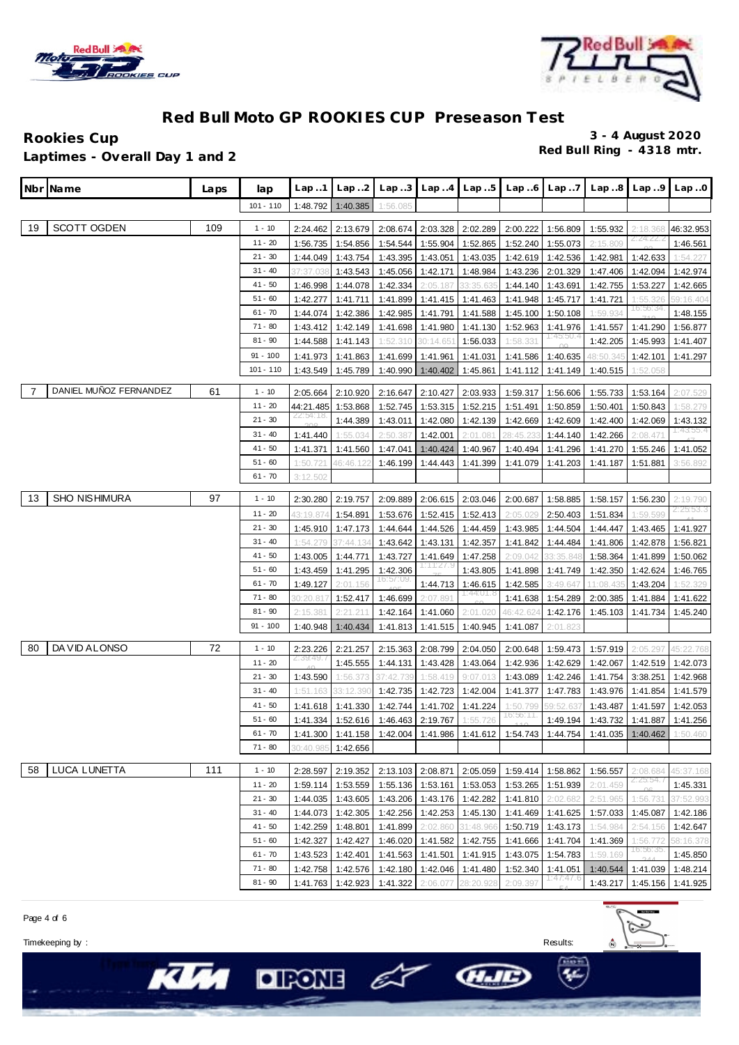# Red Bull Moto GP ROOKIES CUP Preseason Test

**Rookies Cup**
**Laptimes - Overall Day 1 and 2**

**3 - 4 August 2020**
**Red Bull Ring - 4318 mtr.**

| Nbr | Name | Laps | lap | Lap..1 | Lap..2 | Lap..3 | Lap..4 | Lap..5 | Lap..6 | Lap..7 | Lap..8 | Lap..9 | Lap..0 |
|---|---|---|---|---|---|---|---|---|---|---|---|---|---|
| | | | 101 - 110 | 1:48.792 | 1:40.385 | 1:56.085 | | | | | | | |
| 19 | SCOTT OGDEN | 109 | 1 - 10 | 2:24.462 | 2:13.679 | 2:08.674 | 2:03.328 | 2:02.289 | 2:00.222 | 1:56.809 | 1:55.932 | 2:18.368 | 46:32.953 |
| | | | 11 - 20 | 1:56.735 | 1:54.856 | 1:54.544 | 1:55.904 | 1:52.865 | 1:52.240 | 1:55.073 | 2:15.809 | 2:24:22.2 | 1:46.561 |
| | | | 21 - 30 | 1:44.049 | 1:43.754 | 1:43.395 | 1:43.051 | 1:43.035 | 1:42.619 | 1:42.536 | 1:42.981 | 1:42.633 | 1:54.227 |
| | | | 31 - 40 | 37:37.038 | 1:43.543 | 1:45.056 | 1:42.171 | 1:48.984 | 1:43.236 | 2:01.329 | 1:47.406 | 1:42.094 | 1:42.974 |
| | | | 41 - 50 | 1:46.998 | 1:44.078 | 1:42.334 | 2:05.187 | 33:35.635 | 1:44.140 | 1:43.691 | 1:42.755 | 1:53.227 | 1:42.665 |
| | | | 51 - 60 | 1:42.277 | 1:41.711 | 1:41.899 | 1:41.415 | 1:41.463 | 1:41.948 | 1:45.717 | 1:41.721 | 1:55.326 | 59:16.404 |
| | | | 61 - 70 | 1:44.074 | 1:42.386 | 1:42.985 | 1:41.791 | 1:41.588 | 1:45.100 | 1:50.108 | 1:59.934 | 16:56:34 | 1:48.155 |
| | | | 71 - 80 | 1:43.412 | 1:42.149 | 1:41.698 | 1:41.980 | 1:41.130 | 1:52.963 | 1:41.976 | 1:41.557 | 1:41.290 | 1:56.877 |
| | | | 81 - 90 | 1:44.588 | 1:41.143 | 1:52.310 | 30:14.651 | 1:56.033 | 1:58.331 | 1:45:50.4 | 1:42.205 | 1:45.993 | 1:41.407 |
| | | | 91 - 100 | 1:41.973 | 1:41.863 | 1:41.699 | 1:41.961 | 1:41.031 | 1:41.586 | 1:40.635 | 48:50.345 | 1:42.101 | 1:41.297 |
| | | | 101 - 110 | 1:43.549 | 1:45.789 | 1:40.990 | 1:40.402 | 1:45.861 | 1:41.112 | 1:41.149 | 1:40.515 | 1:52.058 | |
| 7 | DANIEL MUÑOZ FERNANDEZ | 61 | 1 - 10 | 2:05.664 | 2:10.920 | 2:16.647 | 2:10.427 | 2:03.933 | 1:59.317 | 1:56.606 | 1:55.733 | 1:53.164 | 2:07.529 |
| | | | 11 - 20 | 44:21.485 | 1:53.868 | 1:52.745 | 1:53.315 | 1:52.215 | 1:51.491 | 1:50.859 | 1:50.401 | 1:50.843 | 1:58.279 |
| | | | 21 - 30 | 22:54:18. | 1:44.389 | 1:43.011 | 1:42.080 | 1:42.139 | 1:42.669 | 1:42.609 | 1:42.400 | 1:42.069 | 1:43.132 |
| | | | 31 - 40 | 1:41.440 | 1:55.034 | 2:50.387 | 1:42.001 | 2:01.081 | 28:45.233 | 1:44.140 | 1:42.266 | 2:08.471 | 1:43:55.4 |
| | | | 41 - 50 | 1:41.371 | 1:41.560 | 1:47.041 | 1:40.424 | 1:40.967 | 1:40.494 | 1:41.296 | 1:41.270 | 1:55.246 | 1:41.052 |
| | | | 51 - 60 | 1:50.721 | 46:46.122 | 1:46.199 | 1:44.443 | 1:41.399 | 1:41.079 | 1:41.203 | 1:41.187 | 1:51.881 | 3:56.892 |
| | | | 61 - 70 | 3:12.502 | | | | | | | | | |
| 13 | SHO NISHIMURA | 97 | 1 - 10 | 2:30.280 | 2:19.757 | 2:09.889 | 2:06.615 | 2:03.046 | 2:00.687 | 1:58.885 | 1:58.157 | 1:56.230 | 2:19.790 |
| | | | 11 - 20 | 43:19.874 | 1:54.891 | 1:53.676 | 1:52.415 | 1:52.413 | 2:05.029 | 2:50.403 | 1:51.834 | 1:59.599 | 2:25:53.3 |
| | | | 21 - 30 | 1:45.910 | 1:47.173 | 1:44.644 | 1:44.526 | 1:44.459 | 1:43.985 | 1:44.504 | 1:44.447 | 1:43.465 | 1:41.927 |
| | | | 31 - 40 | 1:54.279 | 37:44.134 | 1:43.642 | 1:43.131 | 1:42.357 | 1:41.842 | 1:44.484 | 1:41.806 | 1:42.878 | 1:56.821 |
| | | | 41 - 50 | 1:43.005 | 1:44.771 | 1:43.727 | 1:41.649 | 1:47.258 | 2:09.042 | 33:35.848 | 1:58.364 | 1:41.899 | 1:50.062 |
| | | | 51 - 60 | 1:43.459 | 1:41.295 | 1:42.306 | 1:11:27.9 | 1:43.805 | 1:41.898 | 1:41.749 | 1:42.350 | 1:42.624 | 1:46.765 |
| | | | 61 - 70 | 1:49.127 | 2:01.156 | 16:57:09. | 1:44.713 | 1:46.615 | 1:42.585 | 3:49.647 | 11:08.435 | 1:43.204 | 1:52.329 |
| | | | 71 - 80 | 30:20.817 | 1:52.417 | 1:46.699 | 2:07.891 | 1:44:01.8 | 1:41.638 | 1:54.289 | 2:00.385 | 1:41.884 | 1:41.622 |
| | | | 81 - 90 | 2:15.381 | 2:21.211 | 1:42.164 | 1:41.060 | 2:01.020 | 46:42.624 | 1:42.176 | 1:45.103 | 1:41.734 | 1:45.240 |
| | | | 91 - 100 | 1:40.948 | 1:40.434 | 1:41.813 | 1:41.515 | 1:40.945 | 1:41.087 | 2:01.823 | | | |
| 80 | DAVID ALONSO | 72 | 1 - 10 | 2:23.226 | 2:21.257 | 2:15.363 | 2:08.799 | 2:04.050 | 2:00.648 | 1:59.473 | 1:57.919 | 2:05.297 | 45:22.768 |
| | | | 11 - 20 | 2:39:49.7 | 1:45.555 | 1:44.131 | 1:43.428 | 1:43.064 | 1:42.936 | 1:42.629 | 1:42.067 | 1:42.519 | 1:42.073 |
| | | | 21 - 30 | 1:43.590 | 1:56.373 | 37:42.739 | 1:58.419 | 9:07.013 | 1:43.089 | 1:42.246 | 1:41.754 | 3:38.251 | 1:42.968 |
| | | | 31 - 40 | 1:51.163 | 33:12.390 | 1:42.735 | 1:42.723 | 1:42.004 | 1:41.377 | 1:47.783 | 1:43.976 | 1:41.854 | 1:41.579 |
| | | | 41 - 50 | 1:41.618 | 1:41.330 | 1:42.744 | 1:41.702 | 1:41.224 | 1:50.799 | 59:52.637 | 1:43.487 | 1:41.597 | 1:42.053 |
| | | | 51 - 60 | 1:41.334 | 1:52.616 | 1:46.463 | 2:19.767 | 1:55.726 | 16:56:11. | 1:49.194 | 1:43.732 | 1:41.887 | 1:41.256 |
| | | | 61 - 70 | 1:41.300 | 1:41.158 | 1:42.004 | 1:41.986 | 1:41.612 | 1:54.743 | 1:44.754 | 1:41.035 | 1:40.462 | 1:50.460 |
| | | | 71 - 80 | 30:40.985 | 1:42.656 | | | | | | | | |
| 58 | LUCA LUNETTA | 111 | 1 - 10 | 2:28.597 | 2:19.352 | 2:13.103 | 2:08.871 | 2:05.059 | 1:59.414 | 1:58.862 | 1:56.557 | 2:08.684 | 45:37.168 |
| | | | 11 - 20 | 1:59.114 | 1:53.559 | 1:55.136 | 1:53.161 | 1:53.053 | 1:53.265 | 1:51.939 | 2:01.459 | 2:25:54.7 | 1:45.331 |
| | | | 21 - 30 | 1:44.035 | 1:43.605 | 1:43.206 | 1:43.176 | 1:42.282 | 1:41.810 | 2:02.682 | 2:51.965 | 1:56.731 | 37:52.993 |
| | | | 31 - 40 | 1:44.073 | 1:42.305 | 1:42.256 | 1:42.253 | 1:45.130 | 1:41.469 | 1:41.625 | 1:57.033 | 1:45.087 | 1:42.186 |
| | | | 41 - 50 | 1:42.259 | 1:48.801 | 1:41.899 | 2:02.860 | 31:48.966 | 1:50.719 | 1:43.173 | 1:54.984 | 2:54.156 | 1:42.647 |
| | | | 51 - 60 | 1:42.327 | 1:42.427 | 1:46.020 | 1:41.582 | 1:42.755 | 1:41.666 | 1:41.704 | 1:41.369 | 1:56.772 | 58:16.378 |
| | | | 61 - 70 | 1:43.523 | 1:42.401 | 1:41.563 | 1:41.501 | 1:41.915 | 1:43.075 | 1:54.783 | 1:59.169 | 16:56:35. | 1:45.850 |
| | | | 71 - 80 | 1:42.758 | 1:42.576 | 1:42.180 | 1:42.046 | 1:41.480 | 1:52.340 | 1:41.051 | 1:40.544 | 1:41.039 | 1:48.214 |
| | | | 81 - 90 | 1:41.763 | 1:42.923 | 1:41.322 | 2:06.077 | 28:20.928 | 2:09.397 | 1:47:47.6 | 1:43.217 | 1:45.156 | 1:41.925 |

Timekeeping by :

Results: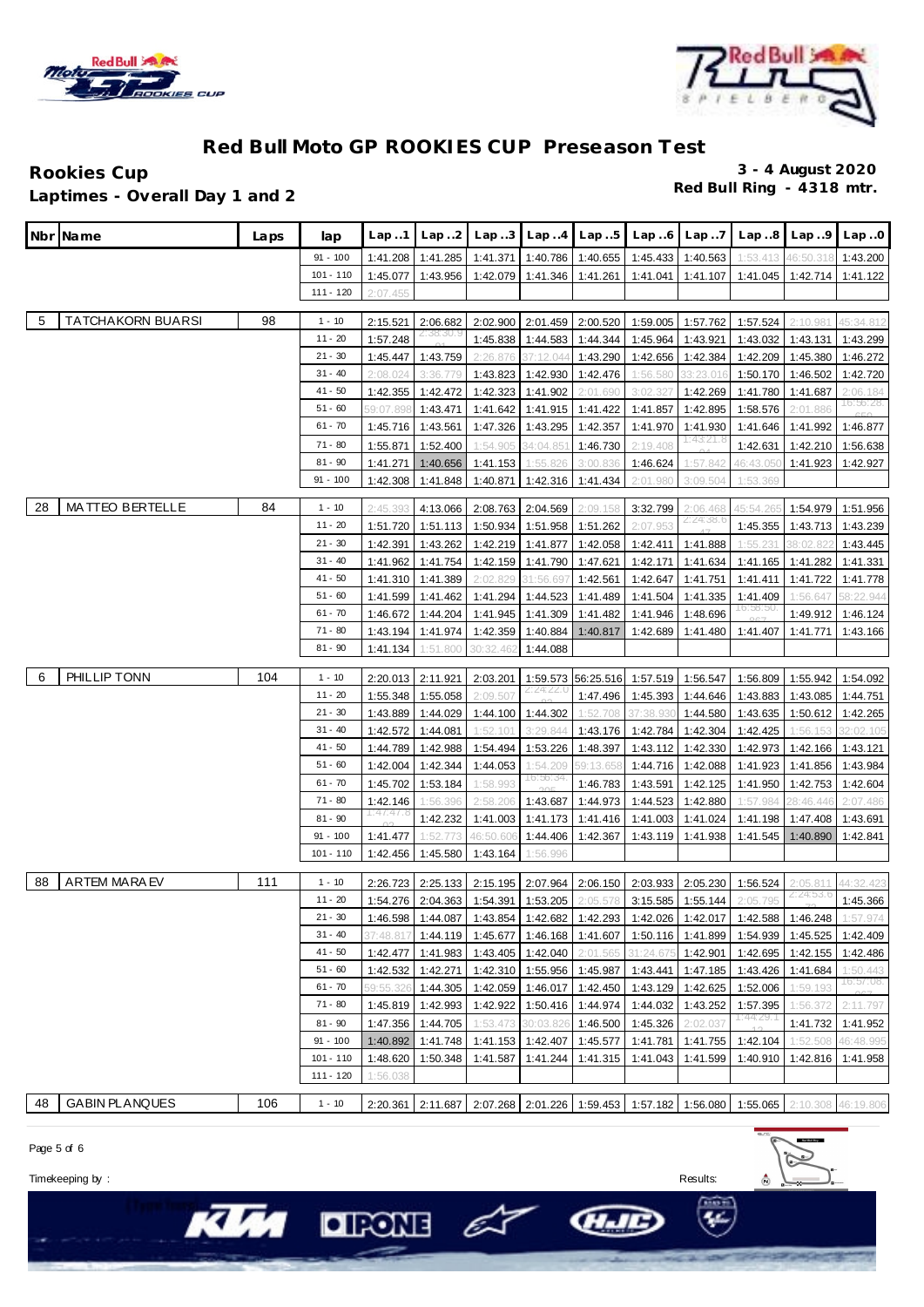# Red Bull Moto GP ROOKIES CUP Preseason Test

**Rookies Cup**

**Laptimes - Overall Day 1 and 2**

**3 - 4 August 2020**

**Red Bull Ring - 4318 mtr.**

| Nbr | Name | Laps | lap | Lap..1 | Lap..2 | Lap..3 | Lap..4 | Lap..5 | Lap..6 | Lap..7 | Lap..8 | Lap..9 | Lap..0 |
|---|---|---|---|---|---|---|---|---|---|---|---|---|---|
| | | | 91 - 100 | 1:41.208 | 1:41.285 | 1:41.371 | 1:40.786 | 1:40.655 | 1:45.433 | 1:40.563 | 1:53.413 | 46:50.318 | 1:43.200 |
| | | | 101 - 110 | 1:45.077 | 1:43.956 | 1:42.079 | 1:41.346 | 1:41.261 | 1:41.041 | 1:41.107 | 1:41.045 | 1:42.714 | 1:41.122 |
| | | | 111 - 120 | 2:07.455 | | | | | | | | | |
| 5 | TATCHAKORN BUARSI | 98 | 1 - 10 | 2:15.521 | 2:06.682 | 2:02.900 | 2:01.459 | 2:00.520 | 1:59.005 | 1:57.762 | 1:57.524 | 2:10.981 | 45:34.812 |
| | | | 11 - 20 | 1:57.248 | 2:38:30.9 | 1:45.838 | 1:44.583 | 1:44.344 | 1:45.964 | 1:43.921 | 1:43.032 | 1:43.131 | 1:43.299 |
| | | | 21 - 30 | 1:45.447 | 1:43.759 | 2:26.876 | 37:12.044 | 1:43.290 | 1:42.656 | 1:42.384 | 1:42.209 | 1:45.380 | 1:46.272 |
| | | | 31 - 40 | 2:08.024 | 3:36.779 | 1:43.823 | 1:42.930 | 1:42.476 | 1:56.580 | 33:23.016 | 1:50.170 | 1:46.502 | 1:42.720 |
| | | | 41 - 50 | 1:42.355 | 1:42.472 | 1:42.323 | 1:41.902 | 2:01.690 | 3:02.327 | 1:42.269 | 1:41.780 | 1:41.687 | 2:06.184 |
| | | | 51 - 60 | 59:07.898 | 1:43.471 | 1:41.642 | 1:41.915 | 1:41.422 | 1:41.857 | 1:42.895 | 1:58.576 | 2:01.886 | 16:56:28. |
| | | | 61 - 70 | 1:45.716 | 1:43.561 | 1:47.326 | 1:43.295 | 1:42.357 | 1:41.970 | 1:41.930 | 1:41.646 | 1:41.992 | 1:46.877 |
| | | | 71 - 80 | 1:55.871 | 1:52.400 | 1:54.905 | 34:04.851 | 1:46.730 | 2:19.408 | 1:43:21.8 | 1:42.631 | 1:42.210 | 1:56.638 |
| | | | 81 - 90 | 1:41.271 | 1:40.656 | 1:41.153 | 1:55.826 | 3:00.836 | 1:46.624 | 1:57.842 | 46:43.050 | 1:41.923 | 1:42.927 |
| | | | 91 - 100 | 1:42.308 | 1:41.848 | 1:40.871 | 1:42.316 | 1:41.434 | 2:01.980 | 3:09.504 | 1:53.369 | | |
| 28 | MATTEO BERTELLE | 84 | 1 - 10 | 2:45.393 | 4:13.066 | 2:08.763 | 2:04.569 | 2:09.158 | 3:32.799 | 2:06.468 | 45:54.265 | 1:54.979 | 1:51.956 |
| | | | 11 - 20 | 1:51.720 | 1:51.113 | 1:50.934 | 1:51.958 | 1:51.262 | 2:07.953 | 2:24:38.6 | 1:45.355 | 1:43.713 | 1:43.239 |
| | | | 21 - 30 | 1:42.391 | 1:43.262 | 1:42.219 | 1:41.877 | 1:42.058 | 1:42.411 | 1:41.888 | 1:55.231 | 38:02.822 | 1:43.445 |
| | | | 31 - 40 | 1:41.962 | 1:41.754 | 1:42.159 | 1:41.790 | 1:47.621 | 1:42.171 | 1:41.634 | 1:41.165 | 1:41.282 | 1:41.331 |
| | | | 41 - 50 | 1:41.310 | 1:41.389 | 2:02.829 | 31:56.697 | 1:42.561 | 1:42.647 | 1:41.751 | 1:41.411 | 1:41.722 | 1:41.778 |
| | | | 51 - 60 | 1:41.599 | 1:41.462 | 1:41.294 | 1:44.523 | 1:41.489 | 1:41.504 | 1:41.335 | 1:41.409 | 1:56.647 | 58:22.944 |
| | | | 61 - 70 | 1:46.672 | 1:44.204 | 1:41.945 | 1:41.309 | 1:41.482 | 1:41.946 | 1:48.696 | 16:58:50. | 1:49.912 | 1:46.124 |
| | | | 71 - 80 | 1:43.194 | 1:41.974 | 1:42.359 | 1:40.884 | 1:40.817 | 1:42.689 | 1:41.480 | 1:41.407 | 1:41.771 | 1:43.166 |
| | | | 81 - 90 | 1:41.134 | 1:51.800 | 30:32.462 | 1:44.088 | | | | | | |
| 6 | PHILLIP TONN | 104 | 1 - 10 | 2:20.013 | 2:11.921 | 2:03.201 | 1:59.573 | 56:25.516 | 1:57.519 | 1:56.547 | 1:56.809 | 1:55.942 | 1:54.092 |
| | | | 11 - 20 | 1:55.348 | 1:55.058 | 2:09.507 | 2:24:22.0 | 1:47.496 | 1:45.393 | 1:44.646 | 1:43.883 | 1:43.085 | 1:44.751 |
| | | | 21 - 30 | 1:43.889 | 1:44.029 | 1:44.100 | 1:44.302 | 1:52.708 | 37:38.930 | 1:44.580 | 1:43.635 | 1:50.612 | 1:42.265 |
| | | | 31 - 40 | 1:42.572 | 1:44.081 | 1:52.101 | 3:29.844 | 1:43.176 | 1:42.784 | 1:42.304 | 1:42.425 | 1:56.153 | 32:02.105 |
| | | | 41 - 50 | 1:44.789 | 1:42.988 | 1:54.494 | 1:53.226 | 1:48.397 | 1:43.112 | 1:42.330 | 1:42.973 | 1:42.166 | 1:43.121 |
| | | | 51 - 60 | 1:42.004 | 1:42.344 | 1:44.053 | 1:54.209 | 59:13.658 | 1:44.716 | 1:42.088 | 1:41.923 | 1:41.856 | 1:43.984 |
| | | | 61 - 70 | 1:45.702 | 1:53.184 | 1:58.993 | 16:56:34. | 1:46.783 | 1:43.591 | 1:42.125 | 1:41.950 | 1:42.753 | 1:42.604 |
| | | | 71 - 80 | 1:42.146 | 1:56.396 | 2:58.206 | 1:43.687 | 1:44.973 | 1:44.523 | 1:42.880 | 1:57.984 | 28:46.446 | 2:07.486 |
| | | | 81 - 90 | 1:47:47.8 | 1:42.232 | 1:41.003 | 1:41.173 | 1:41.416 | 1:41.003 | 1:41.024 | 1:41.198 | 1:47.408 | 1:43.691 |
| | | | 91 - 100 | 1:41.477 | 1:52.773 | 46:50.606 | 1:44.406 | 1:42.367 | 1:43.119 | 1:41.938 | 1:41.545 | 1:40.890 | 1:42.841 |
| | | | 101 - 110 | 1:42.456 | 1:45.580 | 1:43.164 | 1:56.996 | | | | | | |
| 88 | ARTEM MARAEV | 111 | 1 - 10 | 2:26.723 | 2:25.133 | 2:15.195 | 2:07.964 | 2:06.150 | 2:03.933 | 2:05.230 | 1:56.524 | 2:05.811 | 44:32.423 |
| | | | 11 - 20 | 1:54.276 | 2:04.363 | 1:54.391 | 1:53.205 | 2:05.578 | 3:15.585 | 1:55.144 | 2:05.795 | 2:24:53.6 | 1:45.366 |
| | | | 21 - 30 | 1:46.598 | 1:44.087 | 1:43.854 | 1:42.682 | 1:42.293 | 1:42.026 | 1:42.017 | 1:42.588 | 1:46.248 | 1:57.974 |
| | | | 31 - 40 | 37:48.817 | 1:44.119 | 1:45.677 | 1:46.168 | 1:41.607 | 1:50.116 | 1:41.899 | 1:54.939 | 1:45.525 | 1:42.409 |
| | | | 41 - 50 | 1:42.477 | 1:41.983 | 1:43.405 | 1:42.040 | 2:01.565 | 31:24.678 | 1:42.901 | 1:42.695 | 1:42.155 | 1:42.486 |
| | | | 51 - 60 | 1:42.532 | 1:42.271 | 1:42.310 | 1:55.956 | 1:45.987 | 1:43.441 | 1:47.185 | 1:43.426 | 1:41.684 | 1:50.443 |
| | | | 61 - 70 | 59:55.326 | 1:44.305 | 1:42.059 | 1:46.017 | 1:42.450 | 1:43.129 | 1:42.625 | 1:52.006 | 1:59.193 | 16:57:08. |
| | | | 71 - 80 | 1:45.819 | 1:42.993 | 1:42.922 | 1:50.416 | 1:44.974 | 1:44.032 | 1:43.252 | 1:57.395 | 1:56.372 | 2:11.797 |
| | | | 81 - 90 | 1:47.356 | 1:44.705 | 1:53.473 | 30:03.826 | 1:46.500 | 1:45.326 | 2:02.037 | 1:44:29.1 | 1:41.732 | 1:41.952 |
| | | | 91 - 100 | 1:40.892 | 1:41.748 | 1:41.153 | 1:42.407 | 1:45.577 | 1:41.781 | 1:41.755 | 1:42.104 | 1:52.508 | 46:48.995 |
| | | | 101 - 110 | 1:48.620 | 1:50.348 | 1:41.587 | 1:41.244 | 1:41.315 | 1:41.043 | 1:41.599 | 1:40.910 | 1:42.816 | 1:41.958 |
| | | | 111 - 120 | 1:56.038 | | | | | | | | | |
| 48 | GABIN PLANQUES | 106 | 1 - 10 | 2:20.361 | 2:11.687 | 2:07.268 | 2:01.226 | 1:59.453 | 1:57.182 | 1:56.080 | 1:55.065 | 2:10.308 | 46:19.806 |

Timekeeping by :

Results: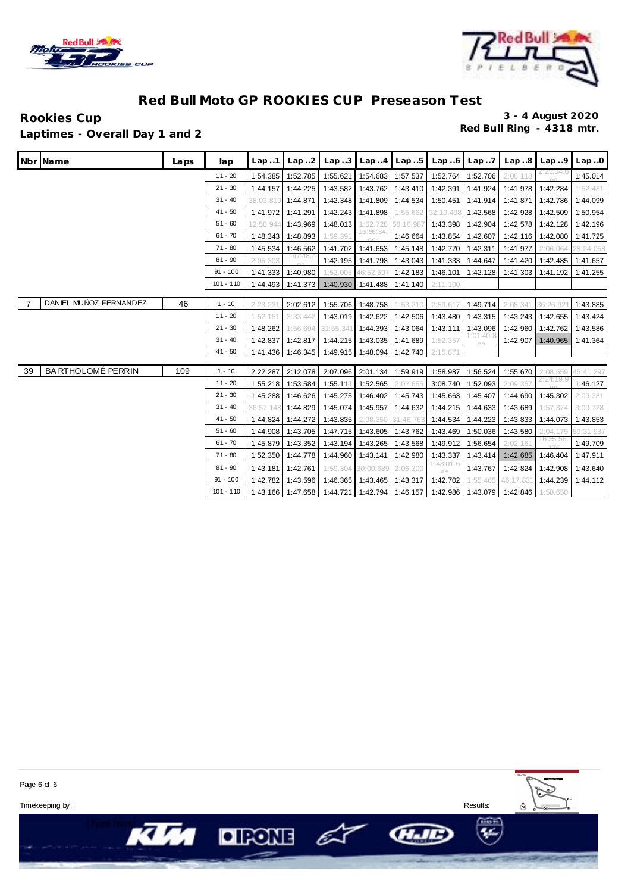# Red Bull Moto GP ROOKIES CUP Preseason Test

**Rookies Cup** **3 - 4 August 2020**

**Laptimes - Overall Day 1 and 2** **Red Bull Ring - 4318 mtr.**

| Nbr | Name | Laps | lap | Lap ..1 | Lap ..2 | Lap ..3 | Lap ..4 | Lap ..5 | Lap ..6 | Lap ..7 | Lap ..8 | Lap ..9 | Lap ..0 |
|---|---|---|---|---|---|---|---|---|---|---|---|---|---|
| | | | 11 - 20 | 1:54.385 | 1:52.785 | 1:55.621 | 1:54.683 | 1:57.537 | 1:52.764 | 1:52.706 | 2:08.118 | 2:25:04.600 | 1:45.014 |
| | | | 21 - 30 | 1:44.157 | 1:44.225 | 1:43.582 | 1:43.762 | 1:43.410 | 1:42.391 | 1:41.924 | 1:41.978 | 1:42.284 | 1:52.481 |
| | | | 31 - 40 | 38:03.819 | 1:44.871 | 1:42.348 | 1:41.809 | 1:44.534 | 1:50.451 | 1:41.914 | 1:41.871 | 1:42.786 | 1:44.099 |
| | | | 41 - 50 | 1:41.972 | 1:41.291 | 1:42.243 | 1:41.898 | 1:55.662 | 32:19.498 | 1:42.568 | 1:42.928 | 1:42.509 | 1:50.954 |
| | | | 51 - 60 | 12:50.944 | 1:43.969 | 1:48.013 | 1:52.728 | 58:16.987 | 1:43.398 | 1:42.904 | 1:42.578 | 1:42.128 | 1:42.196 |
| | | | 61 - 70 | 1:48.343 | 1:48.893 | 1:59.391 | 16:56:34.881 | 1:46.664 | 1:43.854 | 1:42.607 | 1:42.116 | 1:42.080 | 1:41.725 |
| | | | 71 - 80 | 1:45.534 | 1:46.562 | 1:41.702 | 1:41.653 | 1:45.148 | 1:42.770 | 1:42.311 | 1:41.977 | 2:06.064 | 28:24.058 |
| | | | 81 - 90 | 2:05.303 | 1:47:48.460 | 1:42.195 | 1:41.798 | 1:43.043 | 1:41.333 | 1:44.647 | 1:41.420 | 1:42.485 | 1:41.657 |
| | | | 91 - 100 | 1:41.333 | 1:40.980 | 1:52.005 | 46:52.697 | 1:42.183 | 1:46.101 | 1:42.128 | 1:41.303 | 1:41.192 | 1:41.255 |
| | | | 101 - 110 | 1:44.493 | 1:41.373 | 1:40.930 | 1:41.488 | 1:41.140 | 2:11.100 | | | | |
| 7 | DANIEL MUÑOZ FERNANDEZ | 46 | 1 - 10 | 2:23.231 | 2:02.612 | 1:55.706 | 1:48.758 | 1:53.210 | 2:59.617 | 1:49.714 | 2:08.341 | 36:26.921 | 1:43.885 |
| | | | 11 - 20 | 1:52.151 | 3:33.442 | 1:43.019 | 1:42.622 | 1:42.506 | 1:43.480 | 1:43.315 | 1:43.243 | 1:42.655 | 1:43.424 |
| | | | 21 - 30 | 1:48.262 | 1:56.694 | 31:55.341 | 1:44.393 | 1:43.064 | 1:43.111 | 1:43.096 | 1:42.960 | 1:42.762 | 1:43.586 |
| | | | 31 - 40 | 1:42.837 | 1:42.817 | 1:44.215 | 1:43.035 | 1:41.689 | 1:52.357 | 1:01:40.803 | 1:42.907 | 1:40.965 | 1:41.364 |
| | | | 41 - 50 | 1:41.436 | 1:46.345 | 1:49.915 | 1:48.094 | 1:42.740 | 2:15.871 | | | | |
| 39 | BARTHOLOMÉ PERRIN | 109 | 1 - 10 | 2:22.287 | 2:12.078 | 2:07.096 | 2:01.134 | 1:59.919 | 1:58.987 | 1:56.524 | 1:55.670 | 2:08.559 | 45:41.297 |
| | | | 11 - 20 | 1:55.218 | 1:53.584 | 1:55.111 | 1:52.565 | 2:02.655 | 3:08.740 | 1:52.093 | 2:09.357 | 2:24:19.900 | 1:46.127 |
| | | | 21 - 30 | 1:45.288 | 1:46.626 | 1:45.275 | 1:46.402 | 1:45.743 | 1:45.663 | 1:45.407 | 1:44.690 | 1:45.302 | 2:09.381 |
| | | | 31 - 40 | 36:57.148 | 1:44.829 | 1:45.074 | 1:45.957 | 1:44.632 | 1:44.215 | 1:44.633 | 1:43.689 | 1:57.374 | 3:09.728 |
| | | | 41 - 50 | 1:44.824 | 1:44.272 | 1:43.835 | 2:08.350 | 31:46.763 | 1:44.534 | 1:44.223 | 1:43.833 | 1:44.073 | 1:43.853 |
| | | | 51 - 60 | 1:44.908 | 1:43.705 | 1:47.715 | 1:43.605 | 1:43.762 | 1:43.469 | 1:50.036 | 1:43.580 | 2:04.179 | 59:31.937 |
| | | | 61 - 70 | 1:45.879 | 1:43.352 | 1:43.194 | 1:43.265 | 1:43.568 | 1:49.912 | 1:56.654 | 2:02.161 | 16:55:56.176 | 1:49.709 |
| | | | 71 - 80 | 1:52.350 | 1:44.778 | 1:44.960 | 1:43.141 | 1:42.980 | 1:43.337 | 1:43.414 | 1:42.685 | 1:46.404 | 1:47.911 |
| | | | 81 - 90 | 1:43.181 | 1:42.761 | 1:59.304 | 30:00.689 | 2:06.300 | 1:48:01.663 | 1:43.767 | 1:42.824 | 1:42.908 | 1:43.640 |
| | | | 91 - 100 | 1:42.782 | 1:43.596 | 1:46.365 | 1:43.465 | 1:43.317 | 1:42.702 | 1:55.465 | 46:17.831 | 1:44.239 | 1:44.112 |
| | | | 101 - 110 | 1:43.166 | 1:47.658 | 1:44.721 | 1:42.794 | 1:46.157 | 1:42.986 | 1:43.079 | 1:42.846 | 1:58.650 | |

Timekeeping by :

Results: